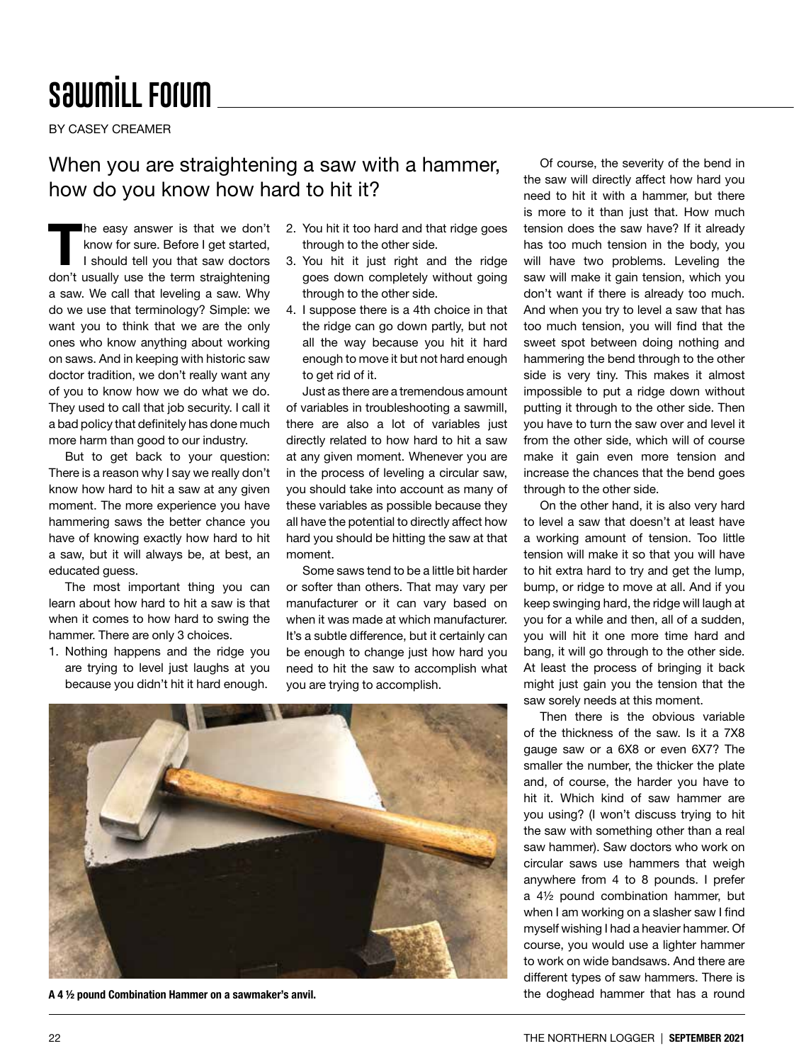# Sawmill Forum

BY CASEY CREAMER

## When you are straightening a saw with a hammer, how do you know how hard to hit it?

The easy answer is that we don't know for sure. Before I get started, I should tell you that saw doctors don't usually use the term straightening a saw. We call that leveling a saw. Why do we use that terminology? Simple: we want you to think that we are the only ones who know anything about working on saws. And in keeping with historic saw doctor tradition, we don't really want any of you to know how we do what we do. They used to call that job security. I call it a bad policy that definitely has done much more harm than good to our industry.

But to get back to your question: There is a reason why I say we really don't know how hard to hit a saw at any given moment. The more experience you have hammering saws the better chance you have of knowing exactly how hard to hit a saw, but it will always be, at best, an educated guess.

The most important thing you can learn about how hard to hit a saw is that when it comes to how hard to swing the hammer. There are only 3 choices.

1. Nothing happens and the ridge you are trying to level just laughs at you because you didn't hit it hard enough.
2. You hit it too hard and that ridge goes through to the other side.
3. You hit it just right and the ridge goes down completely without going through to the other side.
4. I suppose there is a 4th choice in that the ridge can go down partly, but not all the way because you hit it hard enough to move it but not hard enough to get rid of it.

Just as there are a tremendous amount of variables in troubleshooting a sawmill, there are also a lot of variables just directly related to how hard to hit a saw at any given moment. Whenever you are in the process of leveling a circular saw, you should take into account as many of these variables as possible because they all have the potential to directly affect how hard you should be hitting the saw at that moment.

Some saws tend to be a little bit harder or softer than others. That may vary per manufacturer or it can vary based on when it was made at which manufacturer. It's a subtle difference, but it certainly can be enough to change just how hard you need to hit the saw to accomplish what you are trying to accomplish.

**A 4 ½ pound Combination Hammer on a sawmaker's anvil.**

Of course, the severity of the bend in the saw will directly affect how hard you need to hit it with a hammer, but there is more to it than just that. How much tension does the saw have? If it already has too much tension in the body, you will have two problems. Leveling the saw will make it gain tension, which you don't want if there is already too much. And when you try to level a saw that has too much tension, you will find that the sweet spot between doing nothing and hammering the bend through to the other side is very tiny. This makes it almost impossible to put a ridge down without putting it through to the other side. Then you have to turn the saw over and level it from the other side, which will of course make it gain even more tension and increase the chances that the bend goes through to the other side.

On the other hand, it is also very hard to level a saw that doesn't at least have a working amount of tension. Too little tension will make it so that you will have to hit extra hard to try and get the lump, bump, or ridge to move at all. And if you keep swinging hard, the ridge will laugh at you for a while and then, all of a sudden, you will hit it one more time hard and bang, it will go through to the other side. At least the process of bringing it back might just gain you the tension that the saw sorely needs at this moment.

Then there is the obvious variable of the thickness of the saw. Is it a 7X8 gauge saw or a 6X8 or even 6X7? The smaller the number, the thicker the plate and, of course, the harder you have to hit it. Which kind of saw hammer are you using? (I won't discuss trying to hit the saw with something other than a real saw hammer). Saw doctors who work on circular saws use hammers that weigh anywhere from 4 to 8 pounds. I prefer a 4½ pound combination hammer, but when I am working on a slasher saw I find myself wishing I had a heavier hammer. Of course, you would use a lighter hammer to work on wide bandsaws. And there are different types of saw hammers. There is the doghead hammer that has a round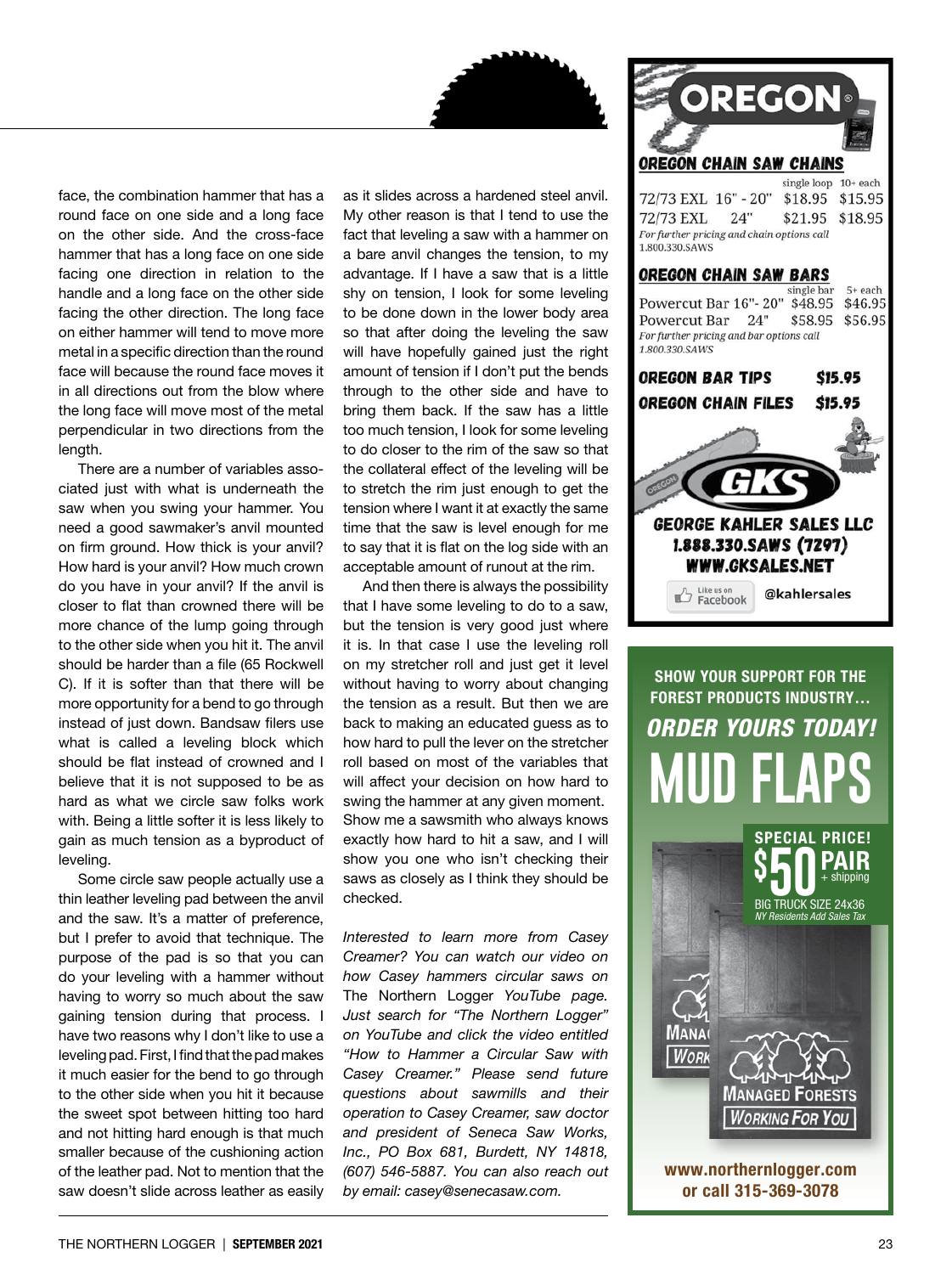face, the combination hammer that has a round face on one side and a long face on the other side. And the cross-face hammer that has a long face on one side facing one direction in relation to the handle and a long face on the other side facing the other direction. The long face on either hammer will tend to move more metal in a specific direction than the round face will because the round face moves it in all directions out from the blow where the long face will move most of the metal perpendicular in two directions from the length.

There are a number of variables associated just with what is underneath the saw when you swing your hammer. You need a good sawmaker's anvil mounted on firm ground. How thick is your anvil? How hard is your anvil? How much crown do you have in your anvil? If the anvil is closer to flat than crowned there will be more chance of the lump going through to the other side when you hit it. The anvil should be harder than a file (65 Rockwell C). If it is softer than that there will be more opportunity for a bend to go through instead of just down. Bandsaw filers use what is called a leveling block which should be flat instead of crowned and I believe that it is not supposed to be as hard as what we circle saw folks work with. Being a little softer it is less likely to gain as much tension as a byproduct of leveling.

Some circle saw people actually use a thin leather leveling pad between the anvil and the saw. It's a matter of preference, but I prefer to avoid that technique. The purpose of the pad is so that you can do your leveling with a hammer without having to worry so much about the saw gaining tension during that process. I have two reasons why I don't like to use a leveling pad. First, I find that the pad makes it much easier for the bend to go through to the other side when you hit it because the sweet spot between hitting too hard and not hitting hard enough is that much smaller because of the cushioning action of the leather pad. Not to mention that the saw doesn't slide across leather as easily as it slides across a hardened steel anvil. My other reason is that I tend to use the fact that leveling a saw with a hammer on a bare anvil changes the tension, to my advantage. If I have a saw that is a little shy on tension, I look for some leveling to be done down in the lower body area so that after doing the leveling the saw will have hopefully gained just the right amount of tension if I don't put the bends through to the other side and have to bring them back. If the saw has a little too much tension, I look for some leveling to do closer to the rim of the saw so that the collateral effect of the leveling will be to stretch the rim just enough to get the tension where I want it at exactly the same time that the saw is level enough for me to say that it is flat on the log side with an acceptable amount of runout at the rim.

And then there is always the possibility that I have some leveling to do to a saw, but the tension is very good just where it is. In that case I use the leveling roll on my stretcher roll and just get it level without having to worry about changing the tension as a result. But then we are back to making an educated guess as to how hard to pull the lever on the stretcher roll based on most of the variables that will affect your decision on how hard to swing the hammer at any given moment. Show me a sawsmith who always knows exactly how hard to hit a saw, and I will show you one who isn't checking their saws as closely as I think they should be checked.

*Interested to learn more from Casey Creamer? You can watch our video on how Casey hammers circular saws on* The Northern Logger *YouTube page. Just search for "The Northern Logger" on YouTube and click the video entitled "How to Hammer a Circular Saw with Casey Creamer." Please send future questions about sawmills and their operation to Casey Creamer, saw doctor and president of Seneca Saw Works, Inc., PO Box 681, Burdett, NY 14818, (607) 546-5887. You can also reach out by email: casey@senecasaw.com.*

---

**OREGON®**

**OREGON CHAIN SAW CHAINS**

| | | single loop | 10+ each |
|---|---|---|---|
| 72/73 EXL | 16" - 20" | $18.95 | $15.95 |
| 72/73 EXL | 24" | $21.95 | $18.95 |

*For further pricing and chain options call* 1.800.330.SAWS

**OREGON CHAIN SAW BARS**

| | | single bar | 5+ each |
|---|---|---|---|
| Powercut Bar | 16"- 20" | $48.95 | $46.95 |
| Powercut Bar | 24" | $58.95 | $56.95 |

*For further pricing and bar options call* 1.800.330.SAWS

**OREGON BAR TIPS** $15.95

**OREGON CHAIN FILES** $15.95

GKS

**GEORGE KAHLER SALES LLC**
**1.888.330.SAWS (7297)**
**WWW.GKSALES.NET**

Like us on Facebook @kahlersales

---

**SHOW YOUR SUPPORT FOR THE FOREST PRODUCTS INDUSTRY…**

***ORDER YOURS TODAY!***

# MUD FLAPS

**SPECIAL PRICE!**
**$50 PAIR** + shipping
BIG TRUCK SIZE 24x36
*NY Residents Add Sales Tax*

MANAGED FORESTS WORKING FOR YOU

**www.northernlogger.com or call 315-369-3078**